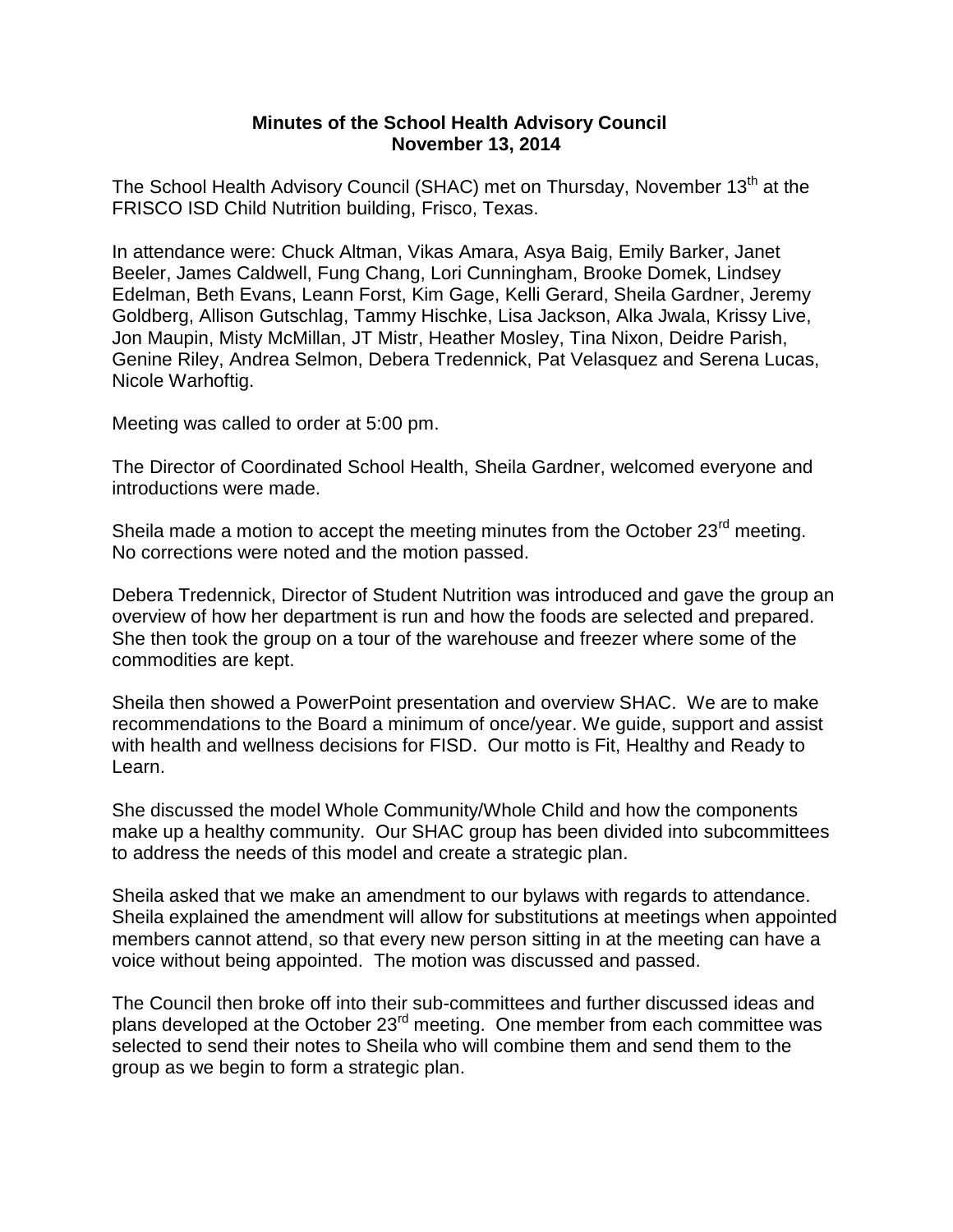**Minutes of the School Health Advisory Council**
**November 13, 2014**

The School Health Advisory Council (SHAC) met on Thursday, November 13th at the FRISCO ISD Child Nutrition building, Frisco, Texas.

In attendance were: Chuck Altman, Vikas Amara, Asya Baig, Emily Barker, Janet Beeler, James Caldwell, Fung Chang, Lori Cunningham, Brooke Domek, Lindsey Edelman, Beth Evans, Leann Forst, Kim Gage, Kelli Gerard, Sheila Gardner, Jeremy Goldberg, Allison Gutschlag, Tammy Hischke, Lisa Jackson, Alka Jwala, Krissy Live, Jon Maupin, Misty McMillan, JT Mistr, Heather Mosley, Tina Nixon, Deidre Parish, Genine Riley, Andrea Selmon, Debera Tredennick, Pat Velasquez and Serena Lucas, Nicole Warhoftig.

Meeting was called to order at 5:00 pm.

The Director of Coordinated School Health, Sheila Gardner, welcomed everyone and introductions were made.

Sheila made a motion to accept the meeting minutes from the October 23rd meeting. No corrections were noted and the motion passed.

Debera Tredennick, Director of Student Nutrition was introduced and gave the group an overview of how her department is run and how the foods are selected and prepared. She then took the group on a tour of the warehouse and freezer where some of the commodities are kept.

Sheila then showed a PowerPoint presentation and overview SHAC. We are to make recommendations to the Board a minimum of once/year. We guide, support and assist with health and wellness decisions for FISD. Our motto is Fit, Healthy and Ready to Learn.

She discussed the model Whole Community/Whole Child and how the components make up a healthy community. Our SHAC group has been divided into subcommittees to address the needs of this model and create a strategic plan.

Sheila asked that we make an amendment to our bylaws with regards to attendance. Sheila explained the amendment will allow for substitutions at meetings when appointed members cannot attend, so that every new person sitting in at the meeting can have a voice without being appointed. The motion was discussed and passed.

The Council then broke off into their sub-committees and further discussed ideas and plans developed at the October 23rd meeting. One member from each committee was selected to send their notes to Sheila who will combine them and send them to the group as we begin to form a strategic plan.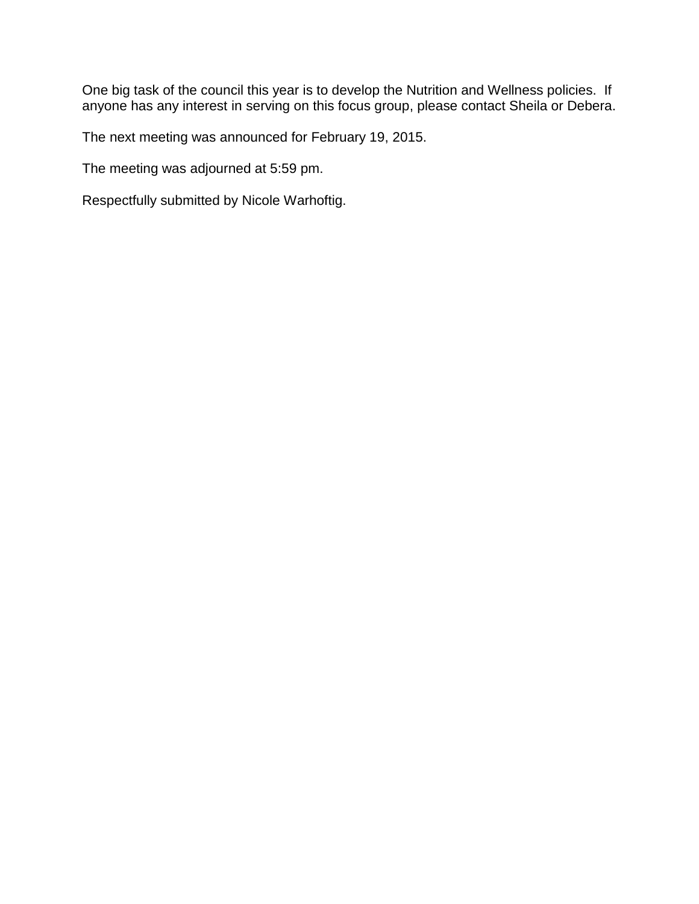One big task of the council this year is to develop the Nutrition and Wellness policies. If anyone has any interest in serving on this focus group, please contact Sheila or Debera.

The next meeting was announced for February 19, 2015.

The meeting was adjourned at 5:59 pm.

Respectfully submitted by Nicole Warhoftig.